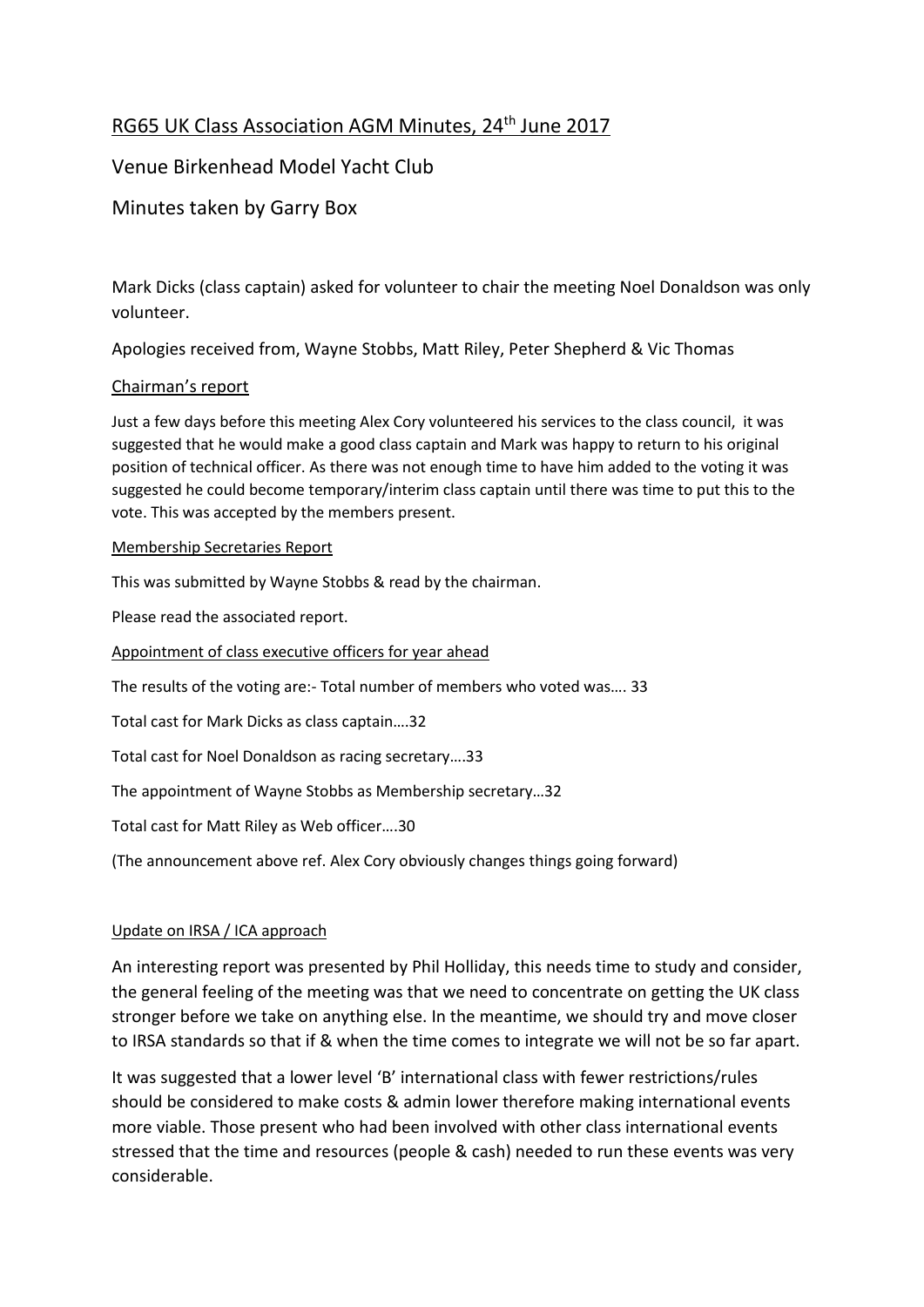# RG65 UK Class Association AGM Minutes, 24th June 2017

## Venue Birkenhead Model Yacht Club

## Minutes taken by Garry Box

Mark Dicks (class captain) asked for volunteer to chair the meeting Noel Donaldson was only volunteer.

Apologies received from, Wayne Stobbs, Matt Riley, Peter Shepherd & Vic Thomas

### Chairman's report

Just a few days before this meeting Alex Cory volunteered his services to the class council, it was suggested that he would make a good class captain and Mark was happy to return to his original position of technical officer. As there was not enough time to have him added to the voting it was suggested he could become temporary/interim class captain until there was time to put this to the vote. This was accepted by the members present.

### Membership Secretaries Report

This was submitted by Wayne Stobbs & read by the chairman.

Please read the associated report.

### Appointment of class executive officers for year ahead

The results of the voting are:- Total number of members who voted was…. 33

Total cast for Mark Dicks as class captain….32

Total cast for Noel Donaldson as racing secretary….33

The appointment of Wayne Stobbs as Membership secretary…32

Total cast for Matt Riley as Web officer….30

(The announcement above ref. Alex Cory obviously changes things going forward)

### Update on IRSA / ICA approach

An interesting report was presented by Phil Holliday, this needs time to study and consider, the general feeling of the meeting was that we need to concentrate on getting the UK class stronger before we take on anything else. In the meantime, we should try and move closer to IRSA standards so that if & when the time comes to integrate we will not be so far apart.

It was suggested that a lower level 'B' international class with fewer restrictions/rules should be considered to make costs & admin lower therefore making international events more viable. Those present who had been involved with other class international events stressed that the time and resources (people & cash) needed to run these events was very considerable.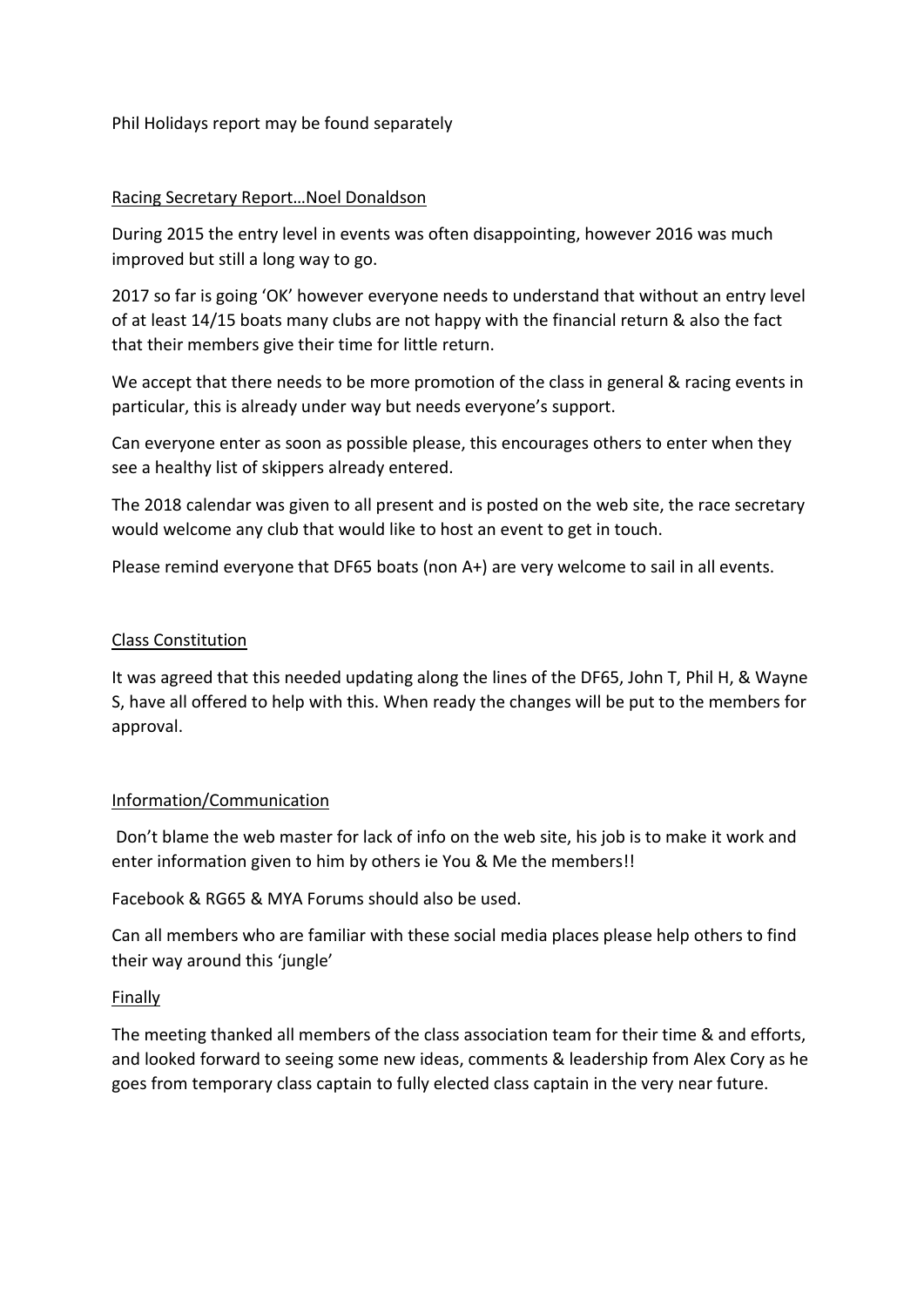Phil Holidays report may be found separately

## Racing Secretary Report…Noel Donaldson

During 2015 the entry level in events was often disappointing, however 2016 was much improved but still a long way to go.

2017 so far is going 'OK' however everyone needs to understand that without an entry level of at least 14/15 boats many clubs are not happy with the financial return & also the fact that their members give their time for little return.

We accept that there needs to be more promotion of the class in general & racing events in particular, this is already under way but needs everyone's support.

Can everyone enter as soon as possible please, this encourages others to enter when they see a healthy list of skippers already entered.

The 2018 calendar was given to all present and is posted on the web site, the race secretary would welcome any club that would like to host an event to get in touch.

Please remind everyone that DF65 boats (non A+) are very welcome to sail in all events.

## Class Constitution

It was agreed that this needed updating along the lines of the DF65, John T, Phil H, & Wayne S, have all offered to help with this. When ready the changes will be put to the members for approval.

## Information/Communication

Don't blame the web master for lack of info on the web site, his job is to make it work and enter information given to him by others ie You & Me the members!!

Facebook & RG65 & MYA Forums should also be used.

Can all members who are familiar with these social media places please help others to find their way around this 'jungle'

## Finally

The meeting thanked all members of the class association team for their time & and efforts, and looked forward to seeing some new ideas, comments & leadership from Alex Cory as he goes from temporary class captain to fully elected class captain in the very near future.